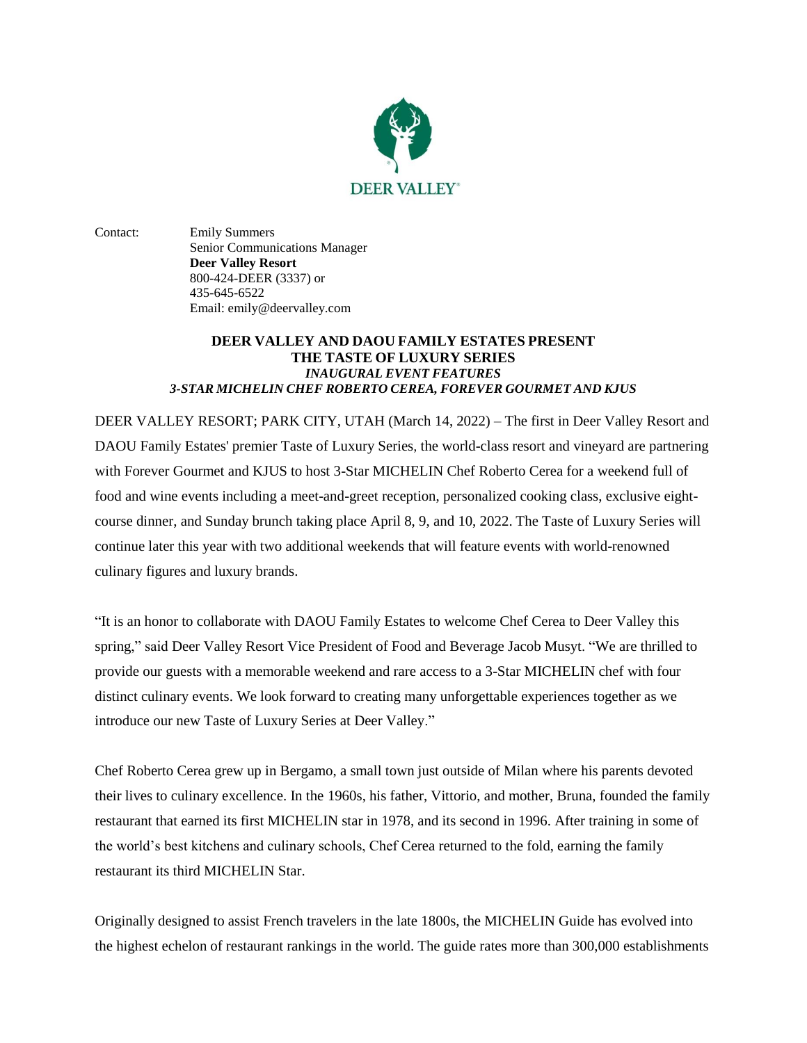DEER VALLEY

Contact: Emily Summers
Senior Communications Manager
**Deer Valley Resort**
800-424-DEER (3337) or
435-645-6522
Email: emily@deervalley.com

## DEER VALLEY AND DAOU FAMILY ESTATES PRESENT THE TASTE OF LUXURY SERIES

### *INAUGURAL EVENT FEATURES 3-STAR MICHELIN CHEF ROBERTO CEREA, FOREVER GOURMET AND KJUS*

DEER VALLEY RESORT; PARK CITY, UTAH (March 14, 2022) – The first in Deer Valley Resort and DAOU Family Estates' premier Taste of Luxury Series, the world-class resort and vineyard are partnering with Forever Gourmet and KJUS to host 3-Star MICHELIN Chef Roberto Cerea for a weekend full of food and wine events including a meet-and-greet reception, personalized cooking class, exclusive eight-course dinner, and Sunday brunch taking place April 8, 9, and 10, 2022. The Taste of Luxury Series will continue later this year with two additional weekends that will feature events with world-renowned culinary figures and luxury brands.

"It is an honor to collaborate with DAOU Family Estates to welcome Chef Cerea to Deer Valley this spring," said Deer Valley Resort Vice President of Food and Beverage Jacob Musyt. "We are thrilled to provide our guests with a memorable weekend and rare access to a 3-Star MICHELIN chef with four distinct culinary events. We look forward to creating many unforgettable experiences together as we introduce our new Taste of Luxury Series at Deer Valley."

Chef Roberto Cerea grew up in Bergamo, a small town just outside of Milan where his parents devoted their lives to culinary excellence. In the 1960s, his father, Vittorio, and mother, Bruna, founded the family restaurant that earned its first MICHELIN star in 1978, and its second in 1996. After training in some of the world's best kitchens and culinary schools, Chef Cerea returned to the fold, earning the family restaurant its third MICHELIN Star.

Originally designed to assist French travelers in the late 1800s, the MICHELIN Guide has evolved into the highest echelon of restaurant rankings in the world. The guide rates more than 300,000 establishments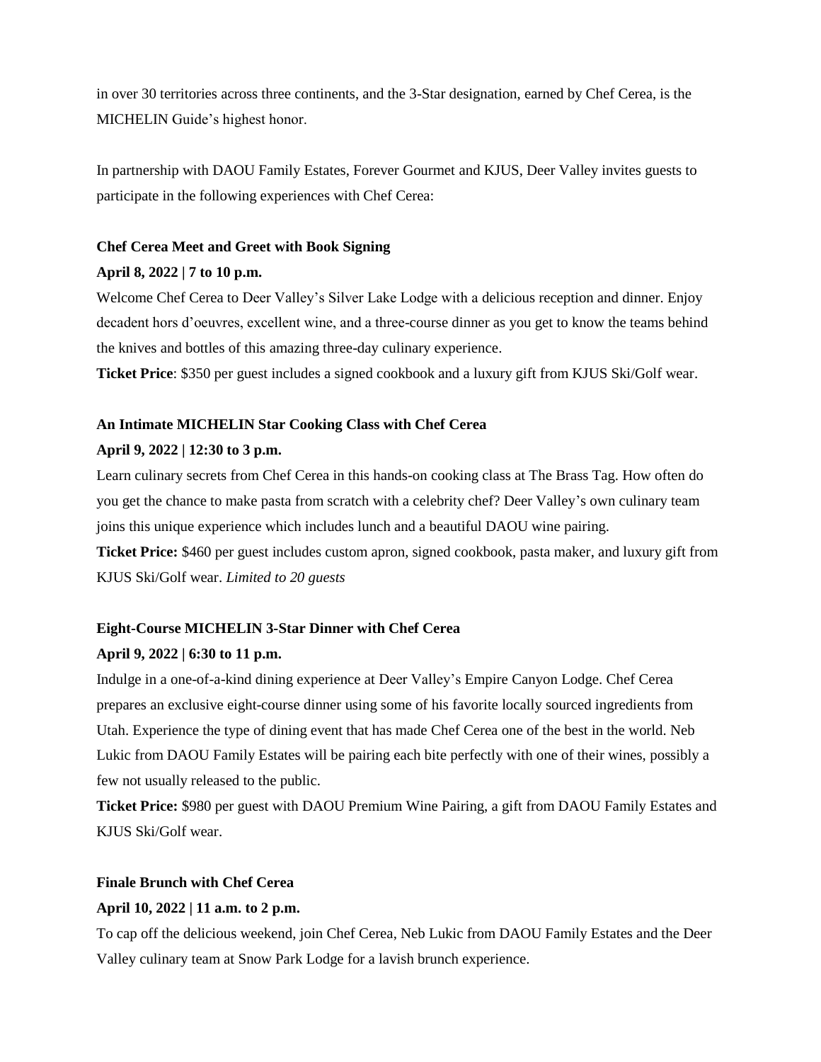in over 30 territories across three continents, and the 3-Star designation, earned by Chef Cerea, is the MICHELIN Guide's highest honor.

In partnership with DAOU Family Estates, Forever Gourmet and KJUS, Deer Valley invites guests to participate in the following experiences with Chef Cerea:

**Chef Cerea Meet and Greet with Book Signing**

**April 8, 2022 | 7 to 10 p.m.**

Welcome Chef Cerea to Deer Valley's Silver Lake Lodge with a delicious reception and dinner. Enjoy decadent hors d'oeuvres, excellent wine, and a three-course dinner as you get to know the teams behind the knives and bottles of this amazing three-day culinary experience.

**Ticket Price**: $350 per guest includes a signed cookbook and a luxury gift from KJUS Ski/Golf wear.

**An Intimate MICHELIN Star Cooking Class with Chef Cerea**

**April 9, 2022 | 12:30 to 3 p.m.**

Learn culinary secrets from Chef Cerea in this hands-on cooking class at The Brass Tag. How often do you get the chance to make pasta from scratch with a celebrity chef? Deer Valley's own culinary team joins this unique experience which includes lunch and a beautiful DAOU wine pairing.

**Ticket Price:** $460 per guest includes custom apron, signed cookbook, pasta maker, and luxury gift from KJUS Ski/Golf wear. *Limited to 20 guests*

**Eight-Course MICHELIN 3-Star Dinner with Chef Cerea**

**April 9, 2022 | 6:30 to 11 p.m.**

Indulge in a one-of-a-kind dining experience at Deer Valley's Empire Canyon Lodge. Chef Cerea prepares an exclusive eight-course dinner using some of his favorite locally sourced ingredients from Utah. Experience the type of dining event that has made Chef Cerea one of the best in the world. Neb Lukic from DAOU Family Estates will be pairing each bite perfectly with one of their wines, possibly a few not usually released to the public.

**Ticket Price:** $980 per guest with DAOU Premium Wine Pairing, a gift from DAOU Family Estates and KJUS Ski/Golf wear.

**Finale Brunch with Chef Cerea**

**April 10, 2022 | 11 a.m. to 2 p.m.**

To cap off the delicious weekend, join Chef Cerea, Neb Lukic from DAOU Family Estates and the Deer Valley culinary team at Snow Park Lodge for a lavish brunch experience.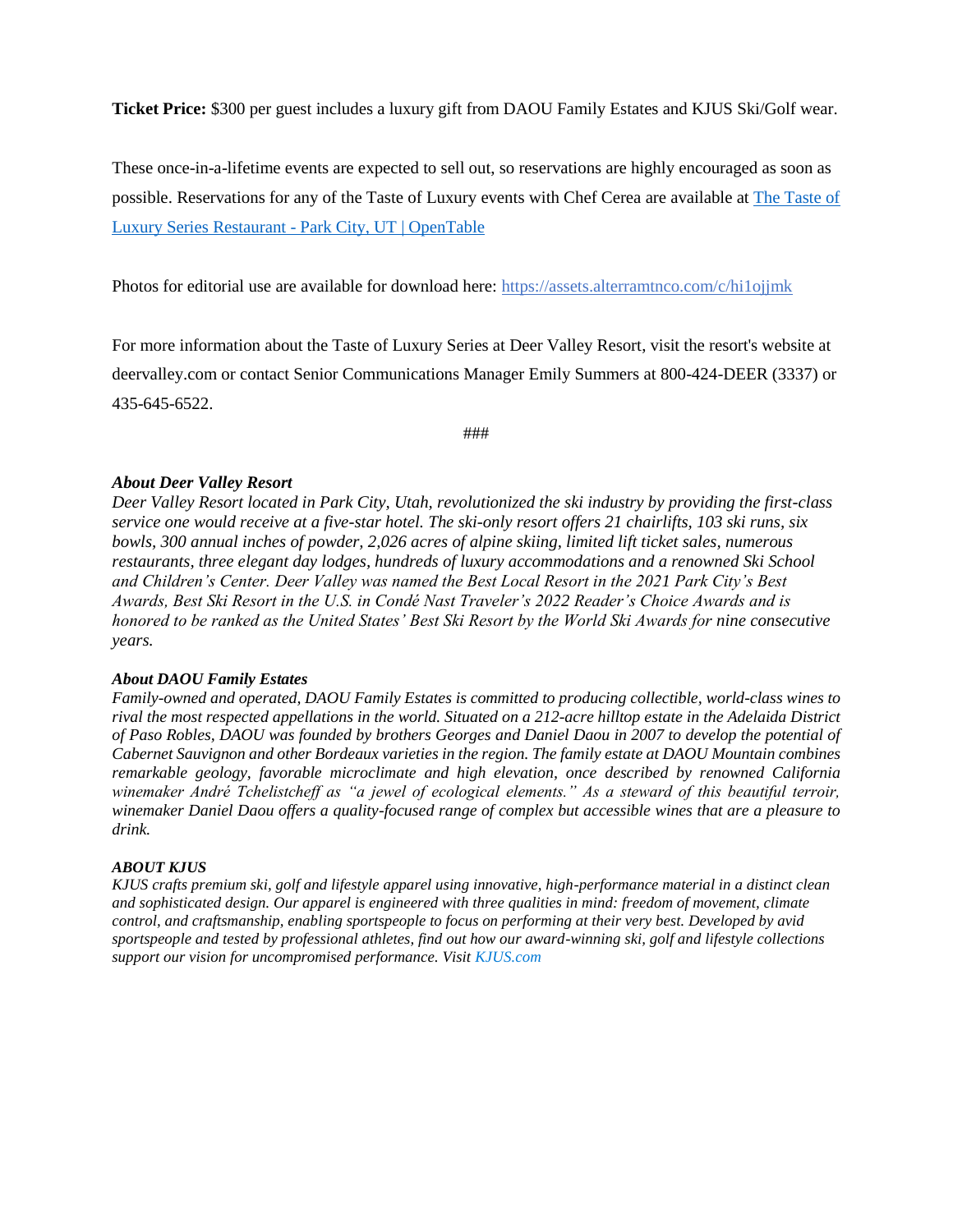**Ticket Price:** $300 per guest includes a luxury gift from DAOU Family Estates and KJUS Ski/Golf wear.

These once-in-a-lifetime events are expected to sell out, so reservations are highly encouraged as soon as possible. Reservations for any of the Taste of Luxury events with Chef Cerea are available at [The Taste of Luxury Series Restaurant - Park City, UT | OpenTable]

Photos for editorial use are available for download here: https://assets.alterramtnco.com/c/hi1ojjmk

For more information about the Taste of Luxury Series at Deer Valley Resort, visit the resort's website at deervalley.com or contact Senior Communications Manager Emily Summers at 800-424-DEER (3337) or 435-645-6522.

###

***About Deer Valley Resort***

*Deer Valley Resort located in Park City, Utah, revolutionized the ski industry by providing the first-class service one would receive at a five-star hotel. The ski-only resort offers 21 chairlifts, 103 ski runs, six bowls, 300 annual inches of powder, 2,026 acres of alpine skiing, limited lift ticket sales, numerous restaurants, three elegant day lodges, hundreds of luxury accommodations and a renowned Ski School and Children's Center. Deer Valley was named the Best Local Resort in the 2021 Park City's Best Awards, Best Ski Resort in the U.S. in Condé Nast Traveler's 2022 Reader's Choice Awards and is honored to be ranked as the United States' Best Ski Resort by the World Ski Awards for nine consecutive years.*

***About DAOU Family Estates***

*Family-owned and operated, DAOU Family Estates is committed to producing collectible, world-class wines to rival the most respected appellations in the world. Situated on a 212-acre hilltop estate in the Adelaida District of Paso Robles, DAOU was founded by brothers Georges and Daniel Daou in 2007 to develop the potential of Cabernet Sauvignon and other Bordeaux varieties in the region. The family estate at DAOU Mountain combines remarkable geology, favorable microclimate and high elevation, once described by renowned California winemaker André Tchelistcheff as "a jewel of ecological elements." As a steward of this beautiful terroir, winemaker Daniel Daou offers a quality-focused range of complex but accessible wines that are a pleasure to drink.*

***ABOUT KJUS***

*KJUS crafts premium ski, golf and lifestyle apparel using innovative, high-performance material in a distinct clean and sophisticated design. Our apparel is engineered with three qualities in mind: freedom of movement, climate control, and craftsmanship, enabling sportspeople to focus on performing at their very best. Developed by avid sportspeople and tested by professional athletes, find out how our award-winning ski, golf and lifestyle collections support our vision for uncompromised performance. Visit KJUS.com*